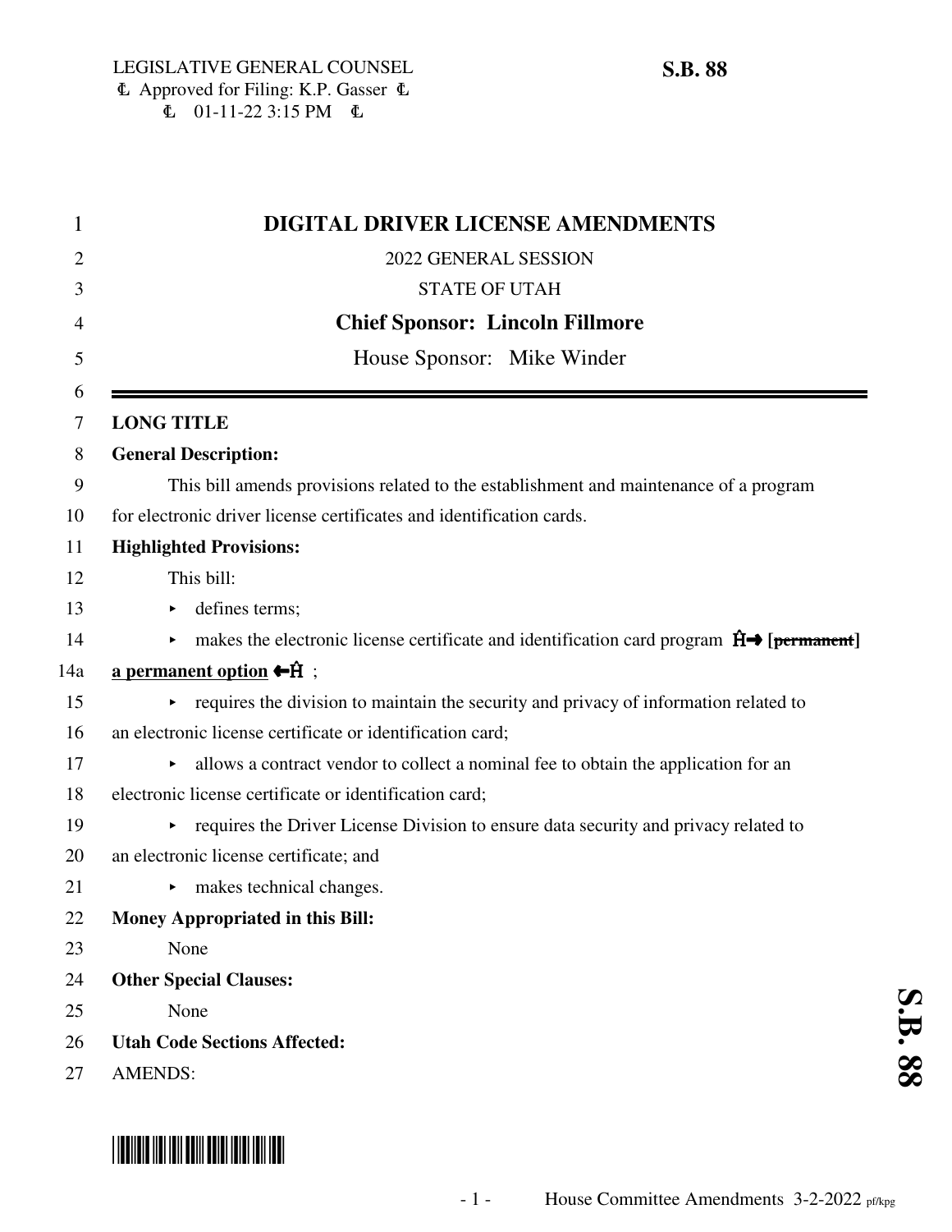LEGISLATIVE GENERAL COUNSEL
₠ Approved for Filing: K.P. Gasser ₠
₠ 01-11-22 3:15 PM ₠

**S.B. 88**

# DIGITAL DRIVER LICENSE AMENDMENTS

2022 GENERAL SESSION

STATE OF UTAH

**Chief Sponsor: Lincoln Fillmore**

House Sponsor: Mike Winder

---

**LONG TITLE**

**General Description:**

This bill amends provisions related to the establishment and maintenance of a program for electronic driver license certificates and identification cards.

**Highlighted Provisions:**

This bill:

- defines terms;
- makes the electronic license certificate and identification card program Ĥ→ [~~permanent~~] **a permanent option** ←Ĥ ;
- requires the division to maintain the security and privacy of information related to an electronic license certificate or identification card;
- allows a contract vendor to collect a nominal fee to obtain the application for an electronic license certificate or identification card;
- requires the Driver License Division to ensure data security and privacy related to an electronic license certificate; and
- makes technical changes.

**Money Appropriated in this Bill:**

None

**Other Special Clauses:**

None

**Utah Code Sections Affected:**

AMENDS:

House Committee Amendments 3-2-2022 pf/kpg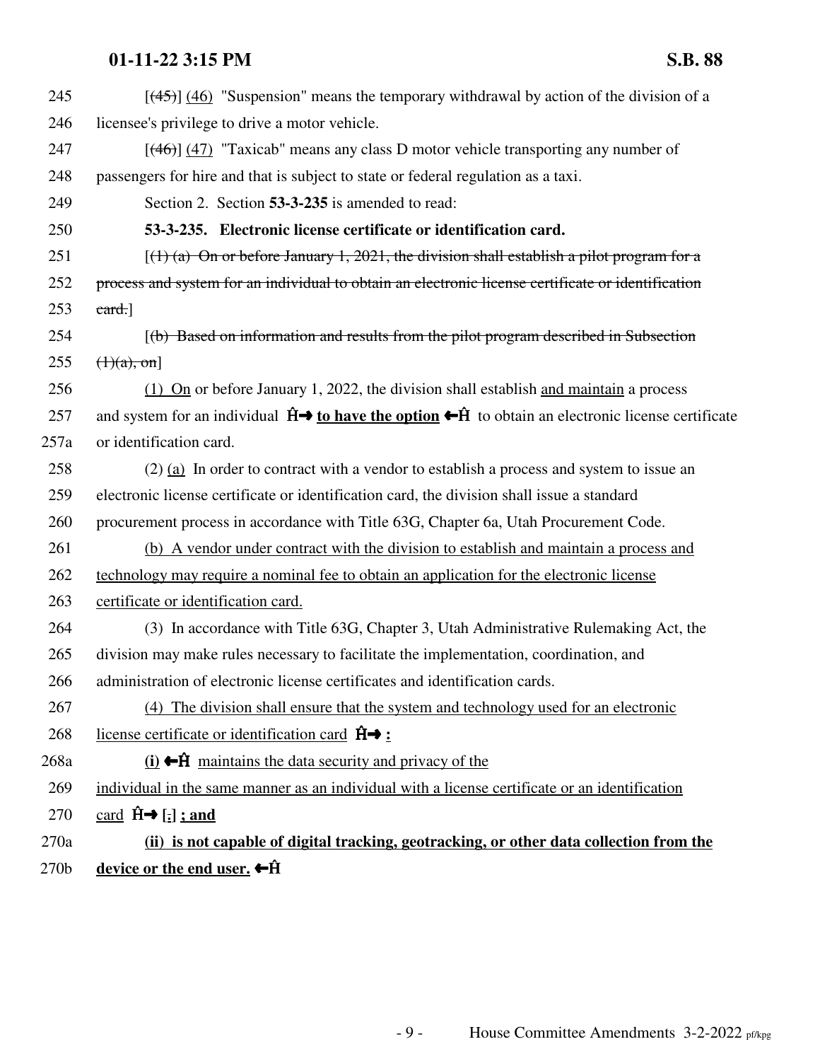245 [(45)] (46) "Suspension" means the temporary withdrawal by action of the division of a
246 licensee's privilege to drive a motor vehicle.

247 [(46)] (47) "Taxicab" means any class D motor vehicle transporting any number of
248 passengers for hire and that is subject to state or federal regulation as a taxi.

249 Section 2. Section **53-3-235** is amended to read:

250 **53-3-235. Electronic license certificate or identification card.**

251 [~~(1) (a) On or before January 1, 2021, the division shall establish a pilot program for a~~
252 ~~process and system for an individual to obtain an electronic license certificate or identification~~
253 ~~card.~~]

254 [~~(b) Based on information and results from the pilot program described in Subsection~~
255 ~~(1)(a), on~~]

256 (1) On or before January 1, 2022, the division shall establish and maintain a process
257 and system for an individual Ĥ→ **to have the option** ←Ĥ to obtain an electronic license certificate
257a or identification card.

258 (2) (a) In order to contract with a vendor to establish a process and system to issue an
259 electronic license certificate or identification card, the division shall issue a standard
260 procurement process in accordance with Title 63G, Chapter 6a, Utah Procurement Code.

261 (b) A vendor under contract with the division to establish and maintain a process and
262 technology may require a nominal fee to obtain an application for the electronic license
263 certificate or identification card.

264 (3) In accordance with Title 63G, Chapter 3, Utah Administrative Rulemaking Act, the
265 division may make rules necessary to facilitate the implementation, coordination, and
266 administration of electronic license certificates and identification cards.

267 (4) The division shall ensure that the system and technology used for an electronic
268 license certificate or identification card Ĥ→ **:**
268a **(i)** ←Ĥ maintains the data security and privacy of the
269 individual in the same manner as an individual with a license certificate or an identification
270 card Ĥ→ **[.] ; and**
270a **(ii) is not capable of digital tracking, geotracking, or other data collection from the**
270b **device or the end user.** ←Ĥ

House Committee Amendments 3-2-2022 pf/kpg